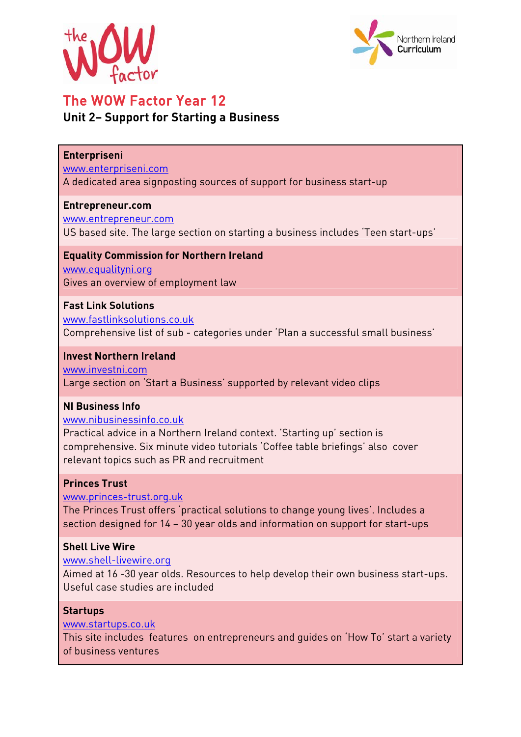# The WOW Factor Year 12

## Unit 2– Support for Starting a Business

**Enterpriseni**
www.enterpriseni.com
A dedicated area signposting sources of support for business start-up

**Entrepreneur.com**
www.entrepreneur.com
US based site. The large section on starting a business includes 'Teen start-ups'

**Equality Commission for Northern Ireland**
www.equalityni.org
Gives an overview of employment law

**Fast Link Solutions**
www.fastlinksolutions.co.uk
Comprehensive list of sub - categories under 'Plan a successful small business'

**Invest Northern Ireland**
www.investni.com
Large section on 'Start a Business' supported by relevant video clips

**NI Business Info**
www.nibusinessinfo.co.uk
Practical advice in a Northern Ireland context. 'Starting up' section is comprehensive. Six minute video tutorials 'Coffee table briefings' also cover relevant topics such as PR and recruitment

**Princes Trust**
www.princes-trust.org.uk
The Princes Trust offers 'practical solutions to change young lives'. Includes a section designed for 14 – 30 year olds and information on support for start-ups

**Shell Live Wire**
www.shell-livewire.org
Aimed at 16 -30 year olds. Resources to help develop their own business start-ups. Useful case studies are included

**Startups**
www.startups.co.uk
This site includes features on entrepreneurs and guides on 'How To' start a variety of business ventures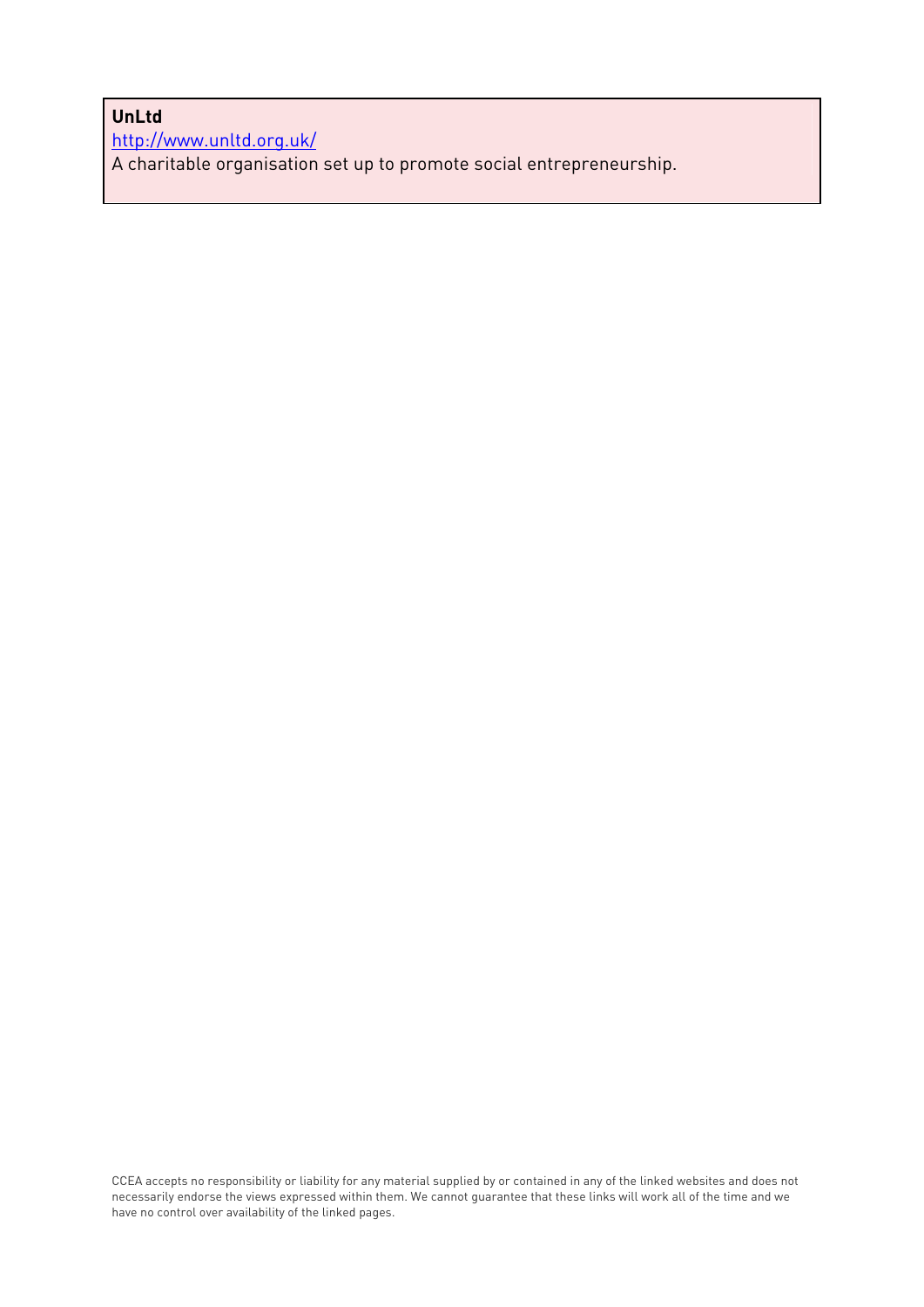**UnLtd**
http://www.unltd.org.uk/
A charitable organisation set up to promote social entrepreneurship.

CCEA accepts no responsibility or liability for any material supplied by or contained in any of the linked websites and does not necessarily endorse the views expressed within them. We cannot guarantee that these links will work all of the time and we have no control over availability of the linked pages.